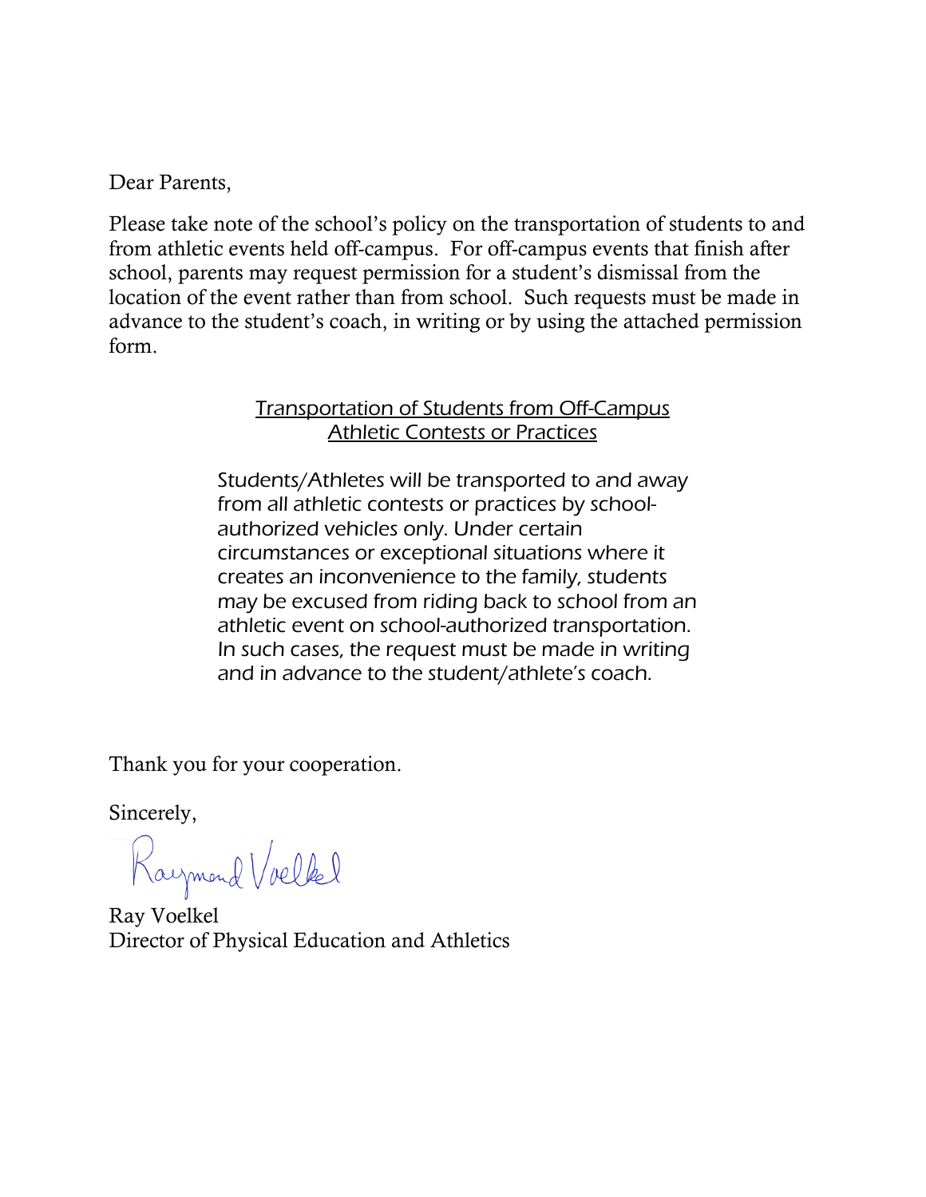Dear Parents,

Please take note of the school's policy on the transportation of students to and from athletic events held off-campus. For off-campus events that finish after school, parents may request permission for a student's dismissal from the location of the event rather than from school. Such requests must be made in advance to the student's coach, in writing or by using the attached permission form.

<u>Transportation of Students from Off-Campus Athletic Contests or Practices</u>

> *Students/Athletes will be transported to and away from all athletic contests or practices by school-authorized vehicles only. Under certain circumstances or exceptional situations where it creates an inconvenience to the family, students may be excused from riding back to school from an athletic event on school-authorized transportation. In such cases, the request must be made in writing and in advance to the student/athlete's coach.*

Thank you for your cooperation.

Sincerely,

Raymond Voelkel

Ray Voelkel
Director of Physical Education and Athletics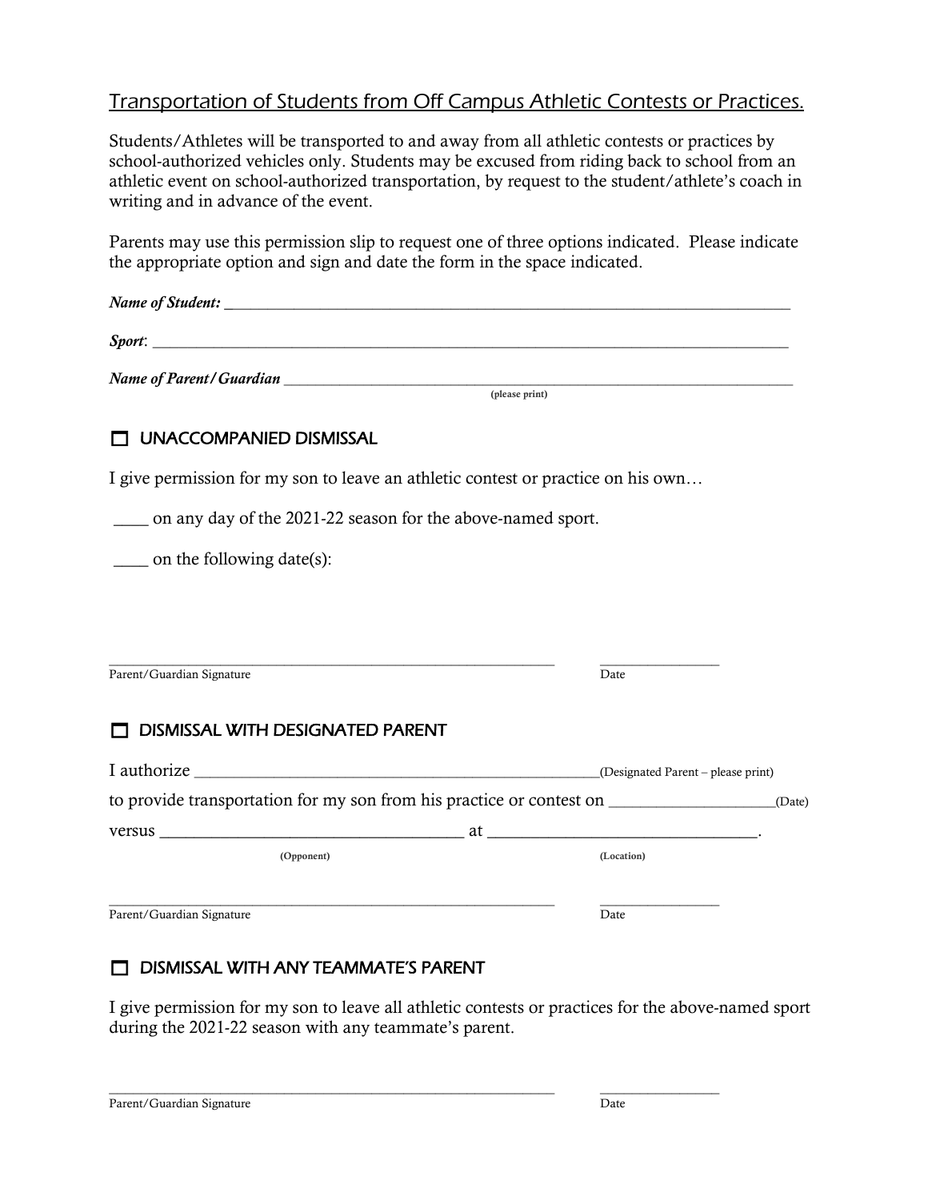## Transportation of Students from Off Campus Athletic Contests or Practices.

Students/Athletes will be transported to and away from all athletic contests or practices by school-authorized vehicles only. Students may be excused from riding back to school from an athletic event on school-authorized transportation, by request to the student/athlete's coach in writing and in advance of the event.

Parents may use this permission slip to request one of three options indicated. Please indicate the appropriate option and sign and date the form in the space indicated.

***Name of Student:*** ______________________________________________________________________

***Sport***: __________________________________________________________________________________

***Name of Parent/Guardian*** _____________________________________________________________
(please print)

### ☐ UNACCOMPANIED DISMISSAL

I give permission for my son to leave an athletic contest or practice on his own…

____ on any day of the 2021-22 season for the above-named sport.

____ on the following date(s):

_____________________________________________ ______________
Parent/Guardian Signature Date

### ☐ DISMISSAL WITH DESIGNATED PARENT

I authorize ____________________________________________(Designated Parent – please print)

to provide transportation for my son from his practice or contest on __________________(Date)

versus ________________________________ at ____________________________.
(Opponent) (Location)

_____________________________________________ ______________
Parent/Guardian Signature Date

### ☐ DISMISSAL WITH ANY TEAMMATE'S PARENT

I give permission for my son to leave all athletic contests or practices for the above-named sport during the 2021-22 season with any teammate's parent.

_____________________________________________ ______________
Parent/Guardian Signature Date